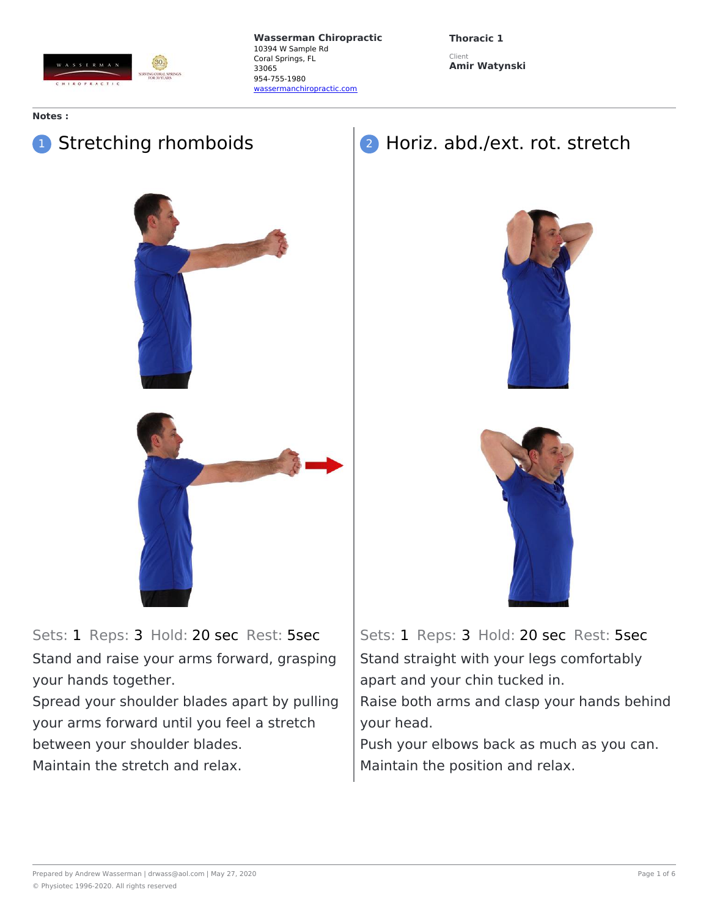**Wasserman Chiropractic**
10394 W Sample Rd
Coral Springs, FL
33065
954-755-1980
wassermanchiropractic.com

**Thoracic 1**

Client
**Amir Watynski**

**Notes :**

## 1 Stretching rhomboids

Sets: 1 Reps: 3 Hold: 20 sec Rest: 5sec

Stand and raise your arms forward, grasping your hands together.
Spread your shoulder blades apart by pulling your arms forward until you feel a stretch between your shoulder blades.
Maintain the stretch and relax.

## 2 Horiz. abd./ext. rot. stretch

Sets: 1 Reps: 3 Hold: 20 sec Rest: 5sec

Stand straight with your legs comfortably apart and your chin tucked in.
Raise both arms and clasp your hands behind your head.
Push your elbows back as much as you can.
Maintain the position and relax.

Prepared by Andrew Wasserman | drwass@aol.com | May 27, 2020

© Physiotec 1996-2020. All rights reserved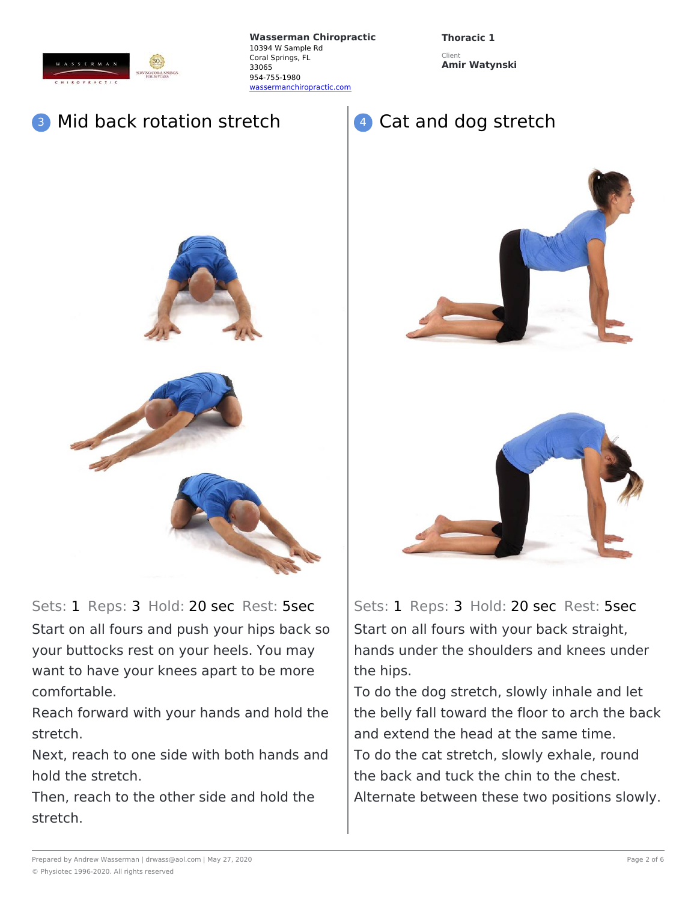## 3 Mid back rotation stretch

Sets: 1 Reps: 3 Hold: 20 sec Rest: 5sec

Start on all fours and push your hips back so your buttocks rest on your heels. You may want to have your knees apart to be more comfortable.

Reach forward with your hands and hold the stretch.

Next, reach to one side with both hands and hold the stretch.

Then, reach to the other side and hold the stretch.

## 4 Cat and dog stretch

Sets: 1 Reps: 3 Hold: 20 sec Rest: 5sec

Start on all fours with your back straight, hands under the shoulders and knees under the hips.

To do the dog stretch, slowly inhale and let the belly fall toward the floor to arch the back and extend the head at the same time.

To do the cat stretch, slowly exhale, round the back and tuck the chin to the chest.

Alternate between these two positions slowly.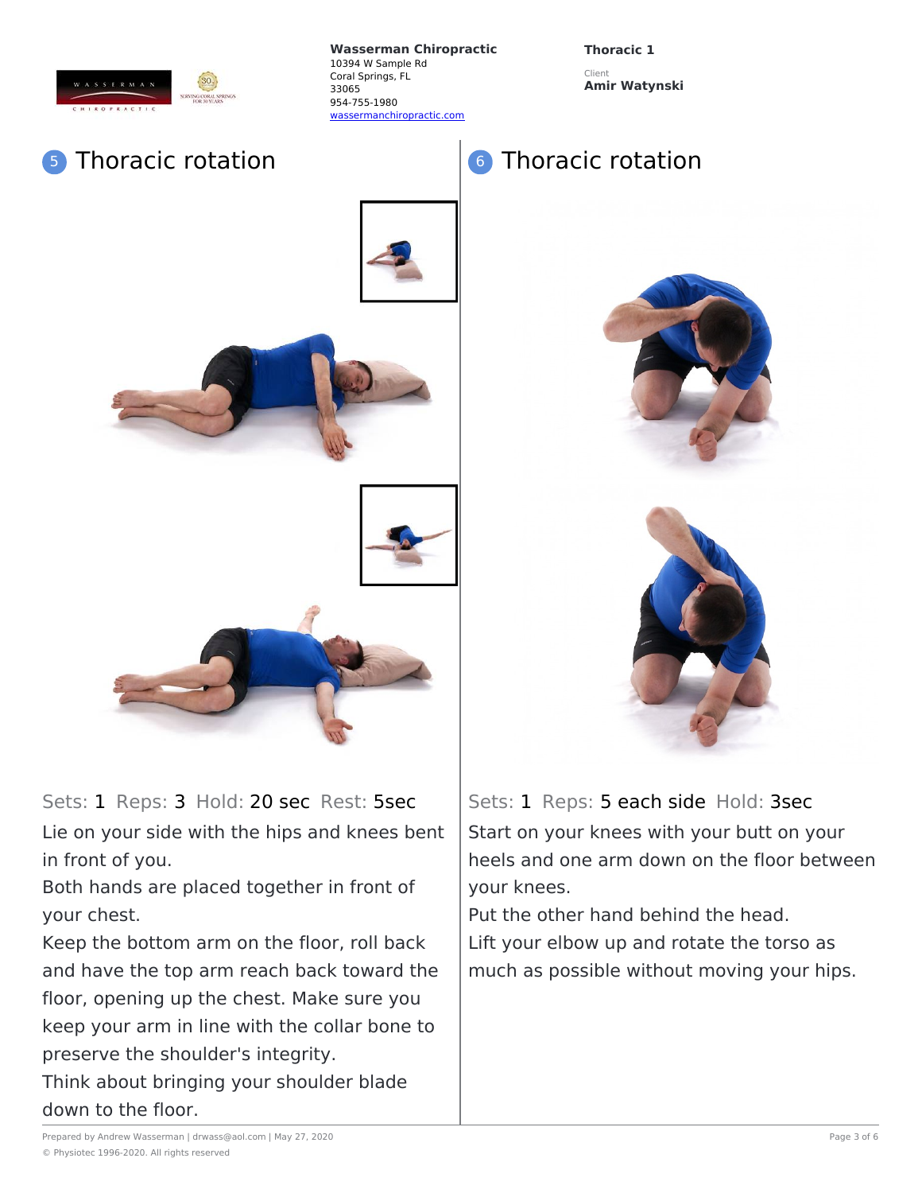Wasserman Chiropractic
10394 W Sample Rd
Coral Springs, FL
33065
954-755-1980
wassermanchiropractic.com

**Thoracic 1**

Client
**Amir Watynski**

## 5 Thoracic rotation

Sets: 1 Reps: 3 Hold: 20 sec Rest: 5sec

Lie on your side with the hips and knees bent in front of you.
Both hands are placed together in front of your chest.
Keep the bottom arm on the floor, roll back and have the top arm reach back toward the floor, opening up the chest. Make sure you keep your arm in line with the collar bone to preserve the shoulder's integrity.
Think about bringing your shoulder blade down to the floor.

## 6 Thoracic rotation

Sets: 1 Reps: 5 each side Hold: 3sec

Start on your knees with your butt on your heels and one arm down on the floor between your knees.
Put the other hand behind the head.
Lift your elbow up and rotate the torso as much as possible without moving your hips.

Prepared by Andrew Wasserman | drwass@aol.com | May 27, 2020
© Physiotec 1996-2020. All rights reserved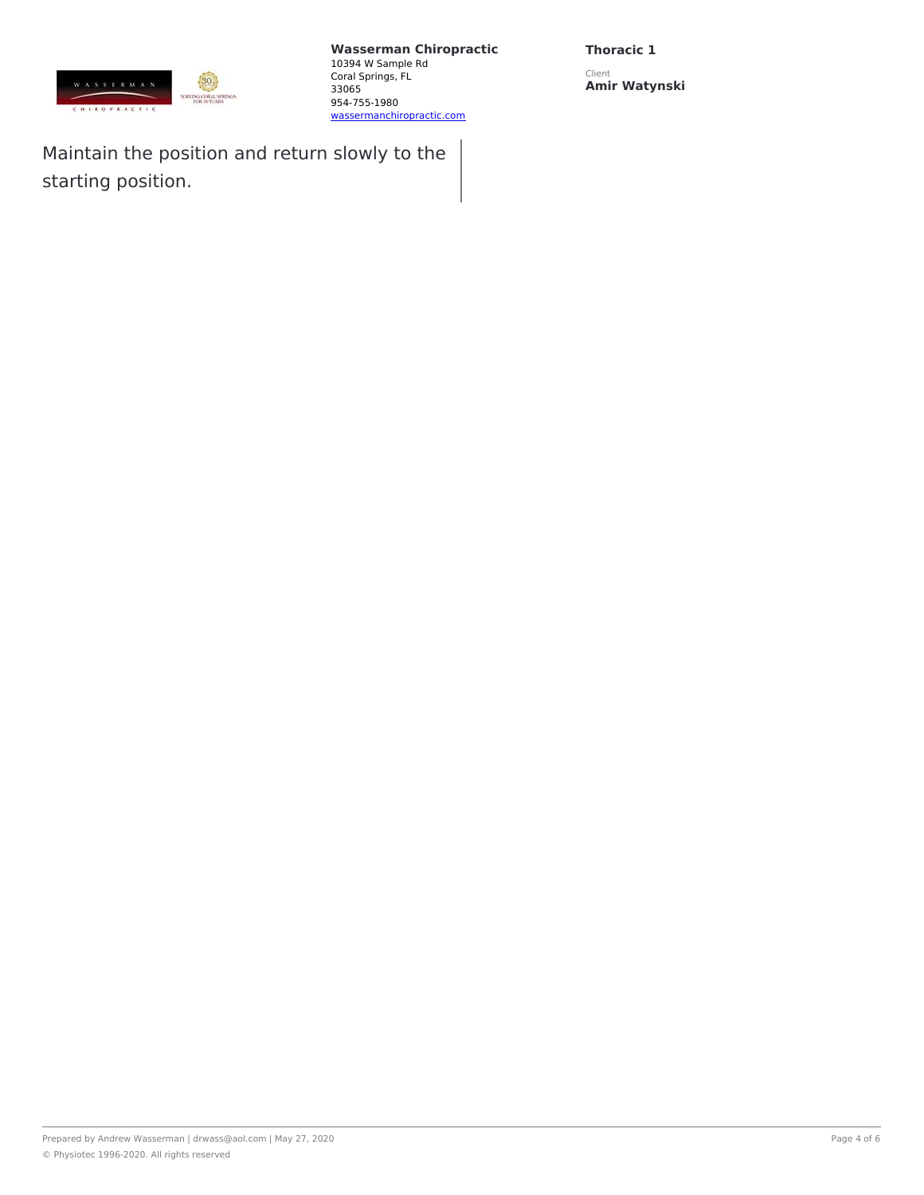Maintain the position and return slowly to the starting position.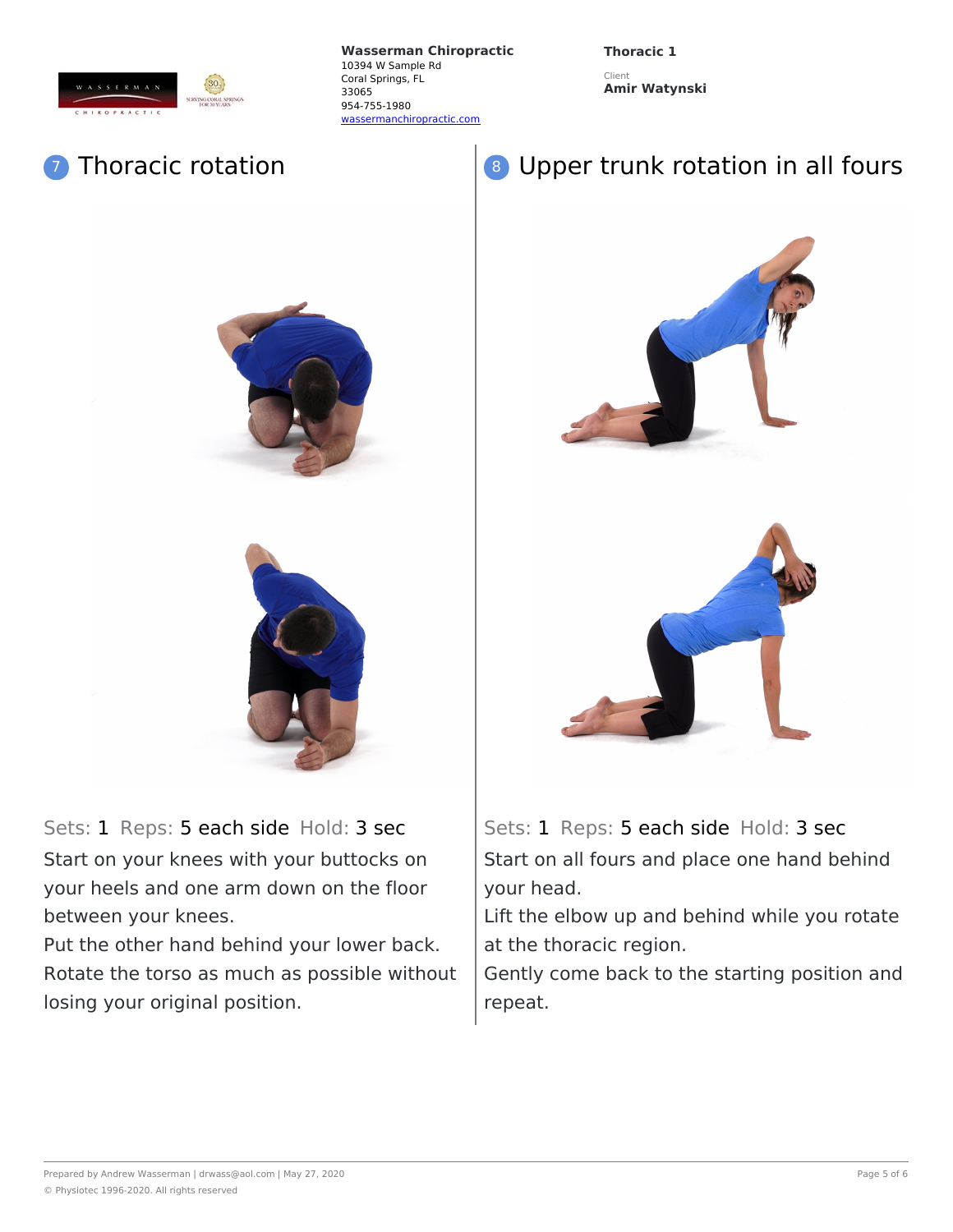**Wasserman Chiropractic**
10394 W Sample Rd
Coral Springs, FL
33065
954-755-1980
wassermanchiropractic.com

**Thoracic 1**

Client
**Amir Watynski**

## 7 Thoracic rotation

Sets: 1 Reps: 5 each side Hold: 3 sec

Start on your knees with your buttocks on your heels and one arm down on the floor between your knees.
Put the other hand behind your lower back.
Rotate the torso as much as possible without losing your original position.

## 8 Upper trunk rotation in all fours

Sets: 1 Reps: 5 each side Hold: 3 sec

Start on all fours and place one hand behind your head.
Lift the elbow up and behind while you rotate at the thoracic region.
Gently come back to the starting position and repeat.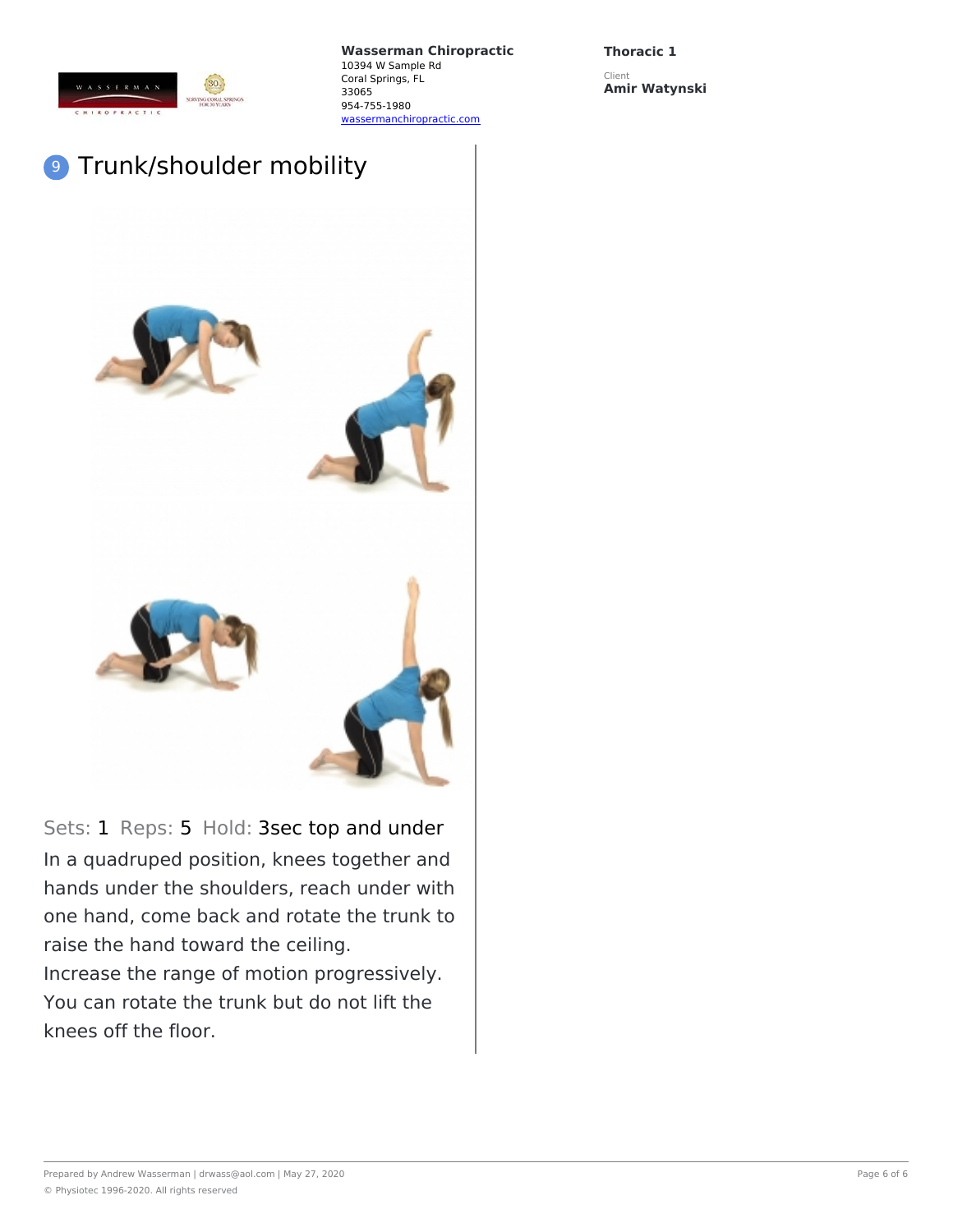**Wasserman Chiropractic**
10394 W Sample Rd
Coral Springs, FL
33065
954-755-1980
wassermanchiropractic.com

**Thoracic 1**

Client
**Amir Watynski**

## 9 Trunk/shoulder mobility

Sets: 1 Reps: 5 Hold: 3sec top and under

In a quadruped position, knees together and hands under the shoulders, reach under with one hand, come back and rotate the trunk to raise the hand toward the ceiling.
Increase the range of motion progressively.
You can rotate the trunk but do not lift the knees off the floor.